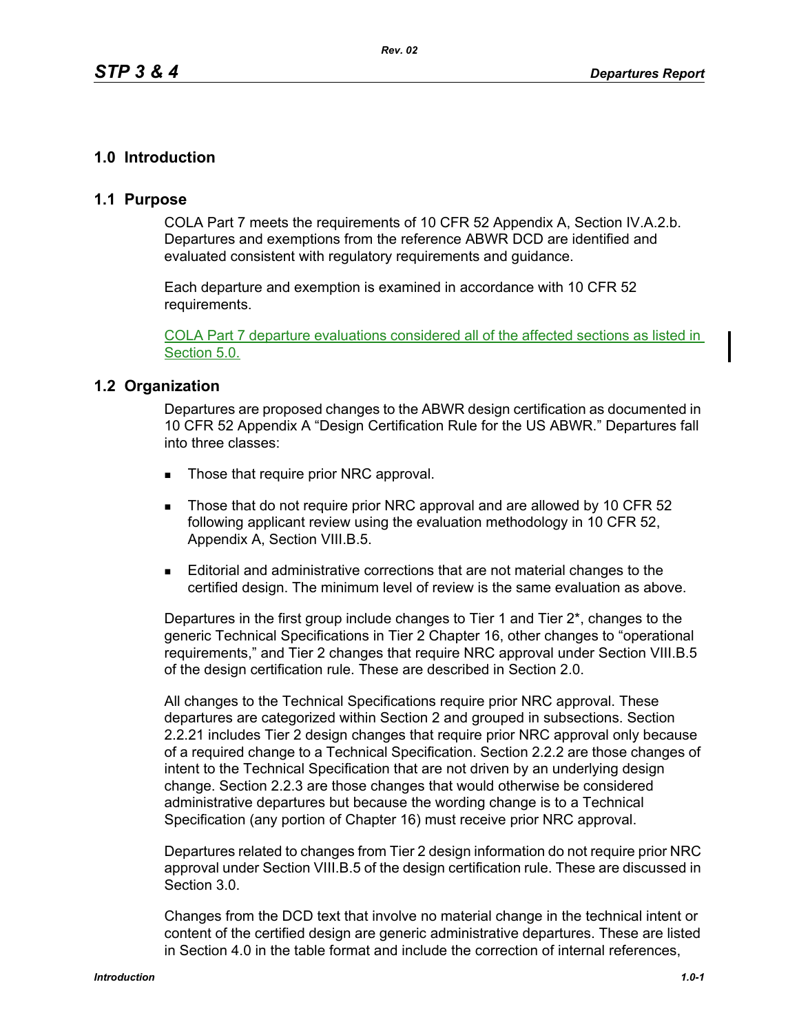# 1.0 Introduction

## 1.1 Purpose

COLA Part 7 meets the requirements of 10 CFR 52 Appendix A, Section IV.A.2.b. Departures and exemptions from the reference ABWR DCD are identified and evaluated consistent with regulatory requirements and guidance.

Each departure and exemption is examined in accordance with 10 CFR 52 requirements.

COLA Part 7 departure evaluations considered all of the affected sections as listed in Section 5.0.

## 1.2 Organization

Departures are proposed changes to the ABWR design certification as documented in 10 CFR 52 Appendix A "Design Certification Rule for the US ABWR." Departures fall into three classes:

- Those that require prior NRC approval.
- Those that do not require prior NRC approval and are allowed by 10 CFR 52 following applicant review using the evaluation methodology in 10 CFR 52, Appendix A, Section VIII.B.5.
- Editorial and administrative corrections that are not material changes to the certified design. The minimum level of review is the same evaluation as above.

Departures in the first group include changes to Tier 1 and Tier 2*, changes to the generic Technical Specifications in Tier 2 Chapter 16, other changes to "operational requirements," and Tier 2 changes that require NRC approval under Section VIII.B.5 of the design certification rule. These are described in Section 2.0.

All changes to the Technical Specifications require prior NRC approval. These departures are categorized within Section 2 and grouped in subsections. Section 2.2.21 includes Tier 2 design changes that require prior NRC approval only because of a required change to a Technical Specification. Section 2.2.2 are those changes of intent to the Technical Specification that are not driven by an underlying design change. Section 2.2.3 are those changes that would otherwise be considered administrative departures but because the wording change is to a Technical Specification (any portion of Chapter 16) must receive prior NRC approval.

Departures related to changes from Tier 2 design information do not require prior NRC approval under Section VIII.B.5 of the design certification rule. These are discussed in Section 3.0.

Changes from the DCD text that involve no material change in the technical intent or content of the certified design are generic administrative departures. These are listed in Section 4.0 in the table format and include the correction of internal references,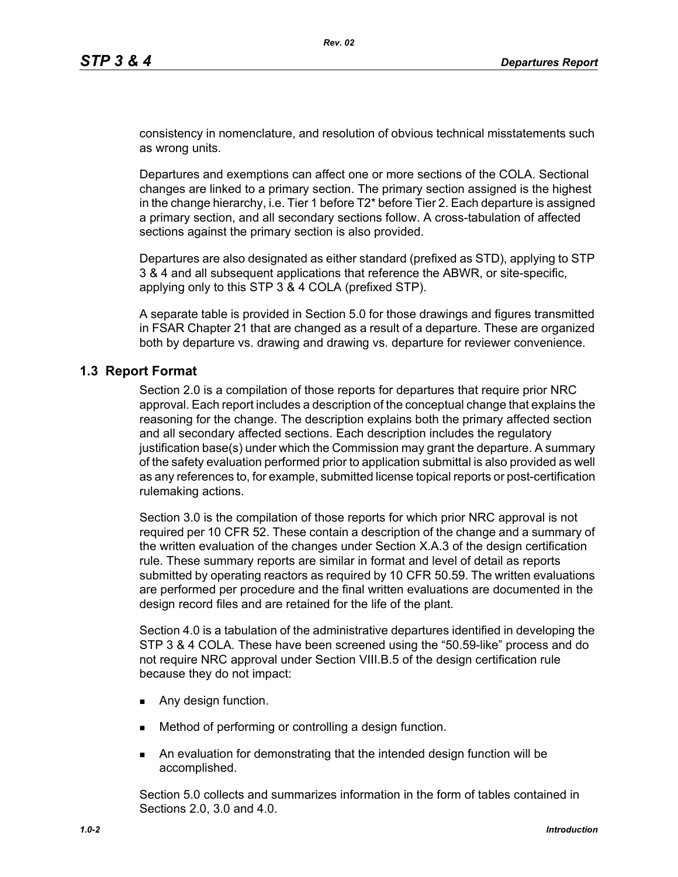consistency in nomenclature, and resolution of obvious technical misstatements such as wrong units.

Departures and exemptions can affect one or more sections of the COLA. Sectional changes are linked to a primary section. The primary section assigned is the highest in the change hierarchy, i.e. Tier 1 before T2* before Tier 2. Each departure is assigned a primary section, and all secondary sections follow. A cross-tabulation of affected sections against the primary section is also provided.

Departures are also designated as either standard (prefixed as STD), applying to STP 3 & 4 and all subsequent applications that reference the ABWR, or site-specific, applying only to this STP 3 & 4 COLA (prefixed STP).

A separate table is provided in Section 5.0 for those drawings and figures transmitted in FSAR Chapter 21 that are changed as a result of a departure. These are organized both by departure vs. drawing and drawing vs. departure for reviewer convenience.

## 1.3 Report Format

Section 2.0 is a compilation of those reports for departures that require prior NRC approval. Each report includes a description of the conceptual change that explains the reasoning for the change. The description explains both the primary affected section and all secondary affected sections. Each description includes the regulatory justification base(s) under which the Commission may grant the departure. A summary of the safety evaluation performed prior to application submittal is also provided as well as any references to, for example, submitted license topical reports or post-certification rulemaking actions.

Section 3.0 is the compilation of those reports for which prior NRC approval is not required per 10 CFR 52. These contain a description of the change and a summary of the written evaluation of the changes under Section X.A.3 of the design certification rule. These summary reports are similar in format and level of detail as reports submitted by operating reactors as required by 10 CFR 50.59. The written evaluations are performed per procedure and the final written evaluations are documented in the design record files and are retained for the life of the plant.

Section 4.0 is a tabulation of the administrative departures identified in developing the STP 3 & 4 COLA. These have been screened using the “50.59-like” process and do not require NRC approval under Section VIII.B.5 of the design certification rule because they do not impact:

- Any design function.
- Method of performing or controlling a design function.
- An evaluation for demonstrating that the intended design function will be accomplished.

Section 5.0 collects and summarizes information in the form of tables contained in Sections 2.0, 3.0 and 4.0.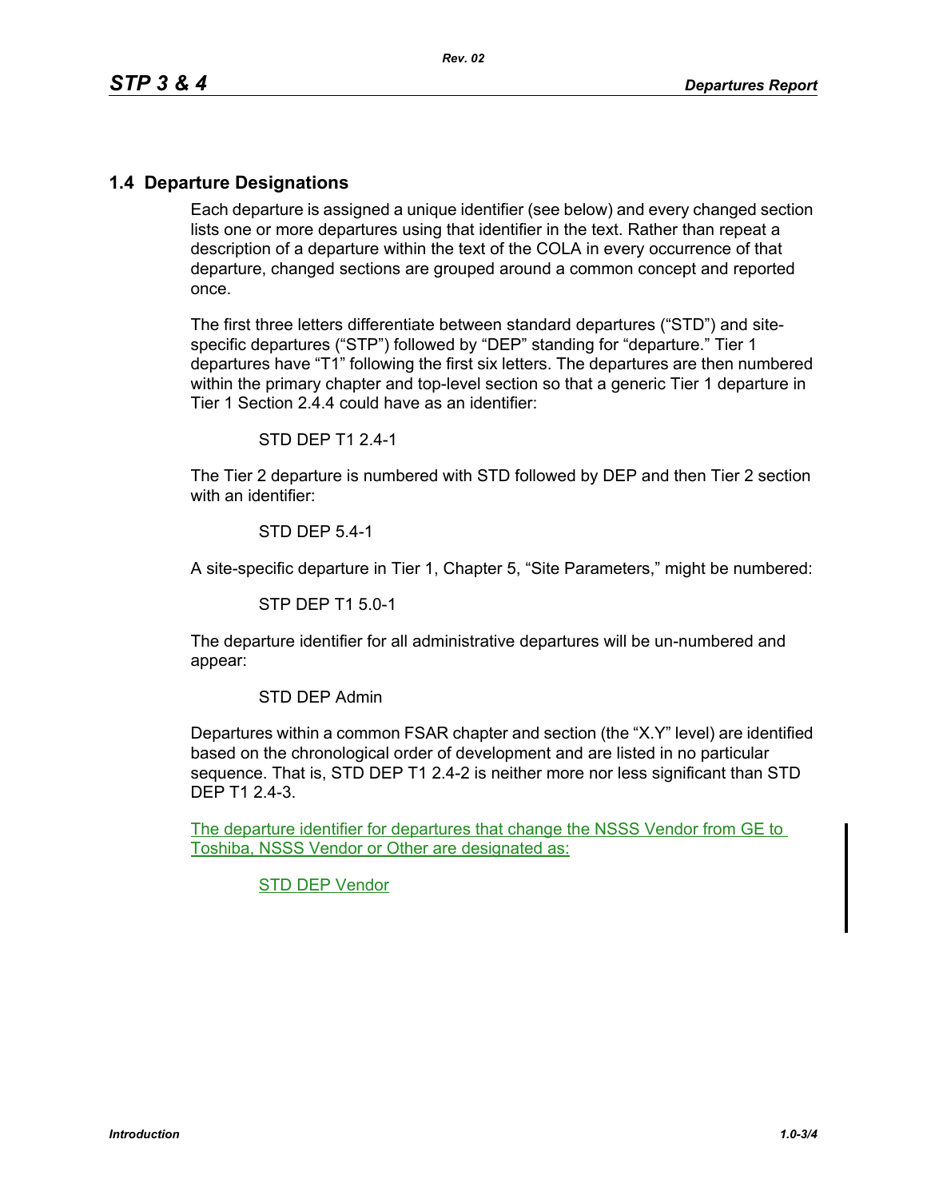## 1.4 Departure Designations

Each departure is assigned a unique identifier (see below) and every changed section lists one or more departures using that identifier in the text. Rather than repeat a description of a departure within the text of the COLA in every occurrence of that departure, changed sections are grouped around a common concept and reported once.

The first three letters differentiate between standard departures (“STD”) and site-specific departures (“STP”) followed by “DEP” standing for “departure.” Tier 1 departures have “T1” following the first six letters. The departures are then numbered within the primary chapter and top-level section so that a generic Tier 1 departure in Tier 1 Section 2.4.4 could have as an identifier:

STD DEP T1 2.4-1

The Tier 2 departure is numbered with STD followed by DEP and then Tier 2 section with an identifier:

STD DEP 5.4-1

A site-specific departure in Tier 1, Chapter 5, “Site Parameters,” might be numbered:

STP DEP T1 5.0-1

The departure identifier for all administrative departures will be un-numbered and appear:

STD DEP Admin

Departures within a common FSAR chapter and section (the “X.Y” level) are identified based on the chronological order of development and are listed in no particular sequence. That is, STD DEP T1 2.4-2 is neither more nor less significant than STD DEP T1 2.4-3.

The departure identifier for departures that change the NSSS Vendor from GE to Toshiba, NSSS Vendor or Other are designated as:

STD DEP Vendor